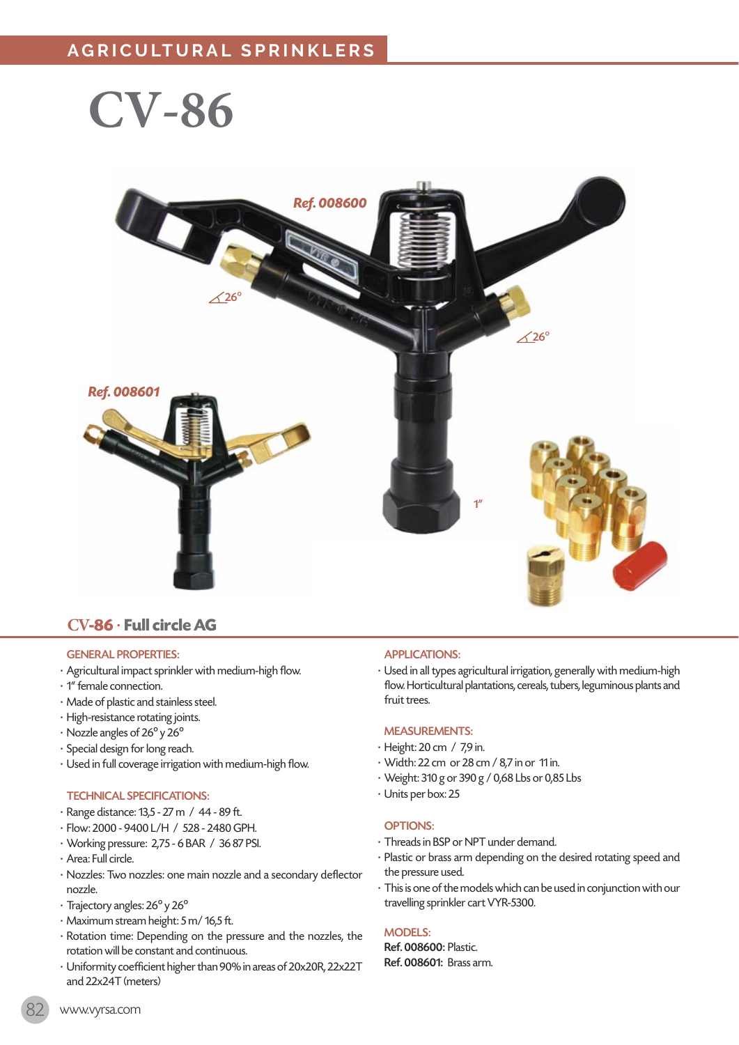AGRICULTURAL SPRINKLERS

# CV-86

Ref. 008600

Ref. 008601

26°

26°

1"

## CV-86 · Full circle AG

### GENERAL PROPERTIES:

- Agricultural impact sprinkler with medium-high flow.
- 1" female connection.
- Made of plastic and stainless steel.
- High-resistance rotating joints.
- Nozzle angles of 26° y 26°
- Special design for long reach.
- Used in full coverage irrigation with medium-high flow.

### TECHNICAL SPECIFICATIONS:

- Range distance: 13,5 - 27 m / 44 - 89 ft.
- Flow: 2000 - 9400 L/H / 528 - 2480 GPH.
- Working pressure: 2,75 - 6 BAR / 36 87 PSI.
- Area: Full circle.
- Nozzles: Two nozzles: one main nozzle and a secondary deflector nozzle.
- Trajectory angles: 26° y 26°
- Maximum stream height: 5 m/ 16,5 ft.
- Rotation time: Depending on the pressure and the nozzles, the rotation will be constant and continuous.
- Uniformity coefficient higher than 90% in areas of 20x20R, 22x22T and 22x24T (meters)

### APPLICATIONS:

- Used in all types agricultural irrigation, generally with medium-high flow. Horticultural plantations, cereals, tubers, leguminous plants and fruit trees.

### MEASUREMENTS:

- Height: 20 cm / 7,9 in.
- Width: 22 cm or 28 cm / 8,7 in or 11 in.
- Weight: 310 g or 390 g / 0,68 Lbs or 0,85 Lbs
- Units per box: 25

### OPTIONS:

- Threads in BSP or NPT under demand.
- Plastic or brass arm depending on the desired rotating speed and the pressure used.
- This is one of the models which can be used in conjunction with our travelling sprinkler cart VYR-5300.

### MODELS:

**Ref. 008600:** Plastic.
**Ref. 008601:** Brass arm.

www.vyrsa.com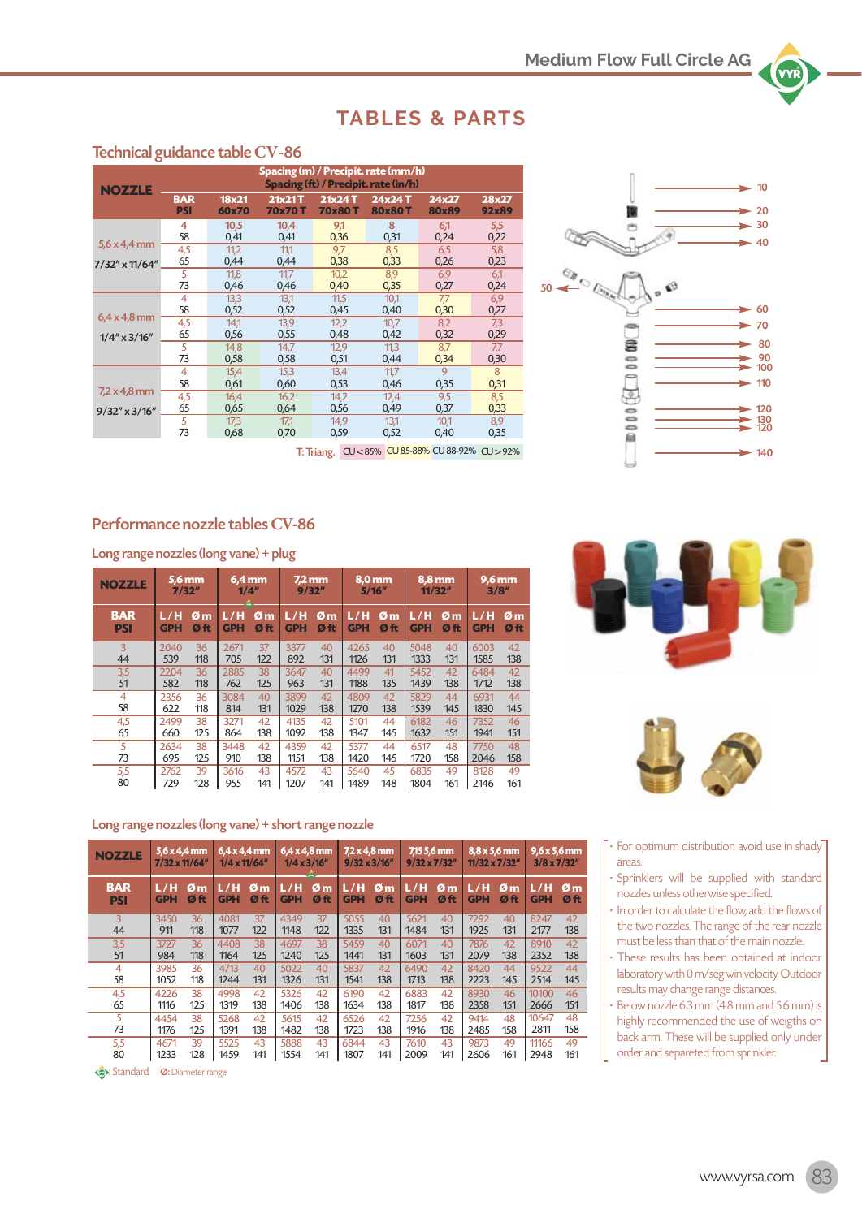# TABLES & PARTS

## Technical guidance table CV-86

| NOZZLE | BAR PSI | 18x21 60x70 | 21x21 T 70x70 T | 21x24 T 70x80 T | 24x24 T 80x80 T | 24x27 80x89 | 28x27 92x89 |
|---|---|---|---|---|---|---|---|
| | | Spacing (m) / Precipit. rate (mm/h) Spacing (ft) / Precipit. rate (in/h) | | | | | |
| 5,6 x 4,4 mm 7/32" x 11/64" | 4 58 | 10,5 0,41 | 10,4 0,41 | 9,1 0,36 | 8 0,31 | 6,1 0,24 | 5,5 0,22 |
| | 4,5 65 | 11,2 0,44 | 11,1 0,44 | 9,7 0,38 | 8,5 0,33 | 6,5 0,26 | 5,8 0,23 |
| | 5 73 | 11,8 0,46 | 11,7 0,46 | 10,2 0,40 | 8,9 0,35 | 6,9 0,27 | 6,1 0,24 |
| 6,4 x 4,8 mm 1/4" x 3/16" | 4 58 | 13,3 0,52 | 13,1 0,52 | 11,5 0,45 | 10,1 0,40 | 7,7 0,30 | 6,9 0,27 |
| | 4,5 65 | 14,1 0,56 | 13,9 0,55 | 12,2 0,48 | 10,7 0,42 | 8,2 0,32 | 7,3 0,29 |
| | 5 73 | 14,8 0,58 | 14,7 0,58 | 12,9 0,51 | 11,3 0,44 | 8,7 0,34 | 7,7 0,30 |
| 7,2 x 4,8 mm 9/32" x 3/16" | 4 58 | 15,4 0,61 | 15,3 0,60 | 13,4 0,53 | 11,7 0,46 | 9 0,35 | 8 0,31 |
| | 4,5 65 | 16,4 0,65 | 16,2 0,64 | 14,2 0,56 | 12,4 0,49 | 9,5 0,37 | 8,5 0,33 |
| | 5 73 | 17,3 0,68 | 17,1 0,70 | 14,9 0,59 | 13,1 0,52 | 10,1 0,40 | 8,9 0,35 |

T: Triang. CU<85% CU 85-88% CU 88-92% CU>92%

10
20
30
40
50
60
70
80
90
100
110
120
130
120
140

## Performance nozzle tables CV-86

### Long range nozzles (long vane) + plug

| NOZZLE | 5,6 mm 7/32" | | 6,4 mm 1/4" | | 7,2 mm 9/32" | | 8,0 mm 5/16" | | 8,8 mm 11/32" | | 9,6 mm 3/8" | |
|---|---|---|---|---|---|---|---|---|---|---|---|---|
| BAR PSI | L/H GPH | Ø m Ø ft | L/H GPH | Ø m Ø ft | L/H GPH | Ø m Ø ft | L/H GPH | Ø m Ø ft | L/H GPH | Ø m Ø ft | L/H GPH | Ø m Ø ft |
| 3 44 | 2040 539 | 36 118 | 2671 705 | 37 122 | 3377 892 | 40 131 | 4265 1126 | 40 131 | 5048 1333 | 40 131 | 6003 1585 | 42 138 |
| 3,5 51 | 2204 582 | 36 118 | 2885 762 | 38 125 | 3647 963 | 40 131 | 4499 1188 | 41 135 | 5452 1439 | 42 138 | 6484 1712 | 42 138 |
| 4 58 | 2356 622 | 36 118 | 3084 814 | 40 131 | 3899 1029 | 42 138 | 4809 1270 | 42 138 | 5829 1539 | 44 145 | 6931 1830 | 44 145 |
| 4,5 65 | 2499 660 | 38 125 | 3271 864 | 42 138 | 4135 1092 | 42 138 | 5101 1347 | 44 145 | 6182 1632 | 46 151 | 7352 1941 | 46 151 |
| 5 73 | 2634 695 | 38 125 | 3448 910 | 42 138 | 4359 1151 | 42 138 | 5377 1420 | 44 145 | 6517 1720 | 48 158 | 7750 2046 | 48 158 |
| 5,5 80 | 2762 729 | 39 128 | 3616 955 | 43 141 | 4572 1207 | 43 141 | 5640 1489 | 45 148 | 6835 1804 | 49 161 | 8128 2146 | 49 161 |

### Long range nozzles (long vane) + short range nozzle

| NOZZLE | 5,6 x 4,4 mm 7/32 x 11/64" | | 6,4 x 4,4 mm 1/4 x 11/64" | | 6,4 x 4,8 mm 1/4 x 3/16" | | 7,2 x 4,8 mm 9/32 x 3/16" | | 7,15 5,6 mm 9/32 x 7/32" | | 8,8 x 5,6 mm 11/32 x 7/32" | | 9,6 x 5,6 mm 3/8 x 7/32" | |
|---|---|---|---|---|---|---|---|---|---|---|---|---|---|---|
| BAR PSI | L/H GPH | Ø m Ø ft | L/H GPH | Ø m Ø ft | L/H GPH | Ø m Ø ft | L/H GPH | Ø m Ø ft | L/H GPH | Ø m Ø ft | L/H GPH | Ø m Ø ft | L/H GPH | Ø m Ø ft |
| 3 44 | 3450 911 | 36 118 | 4081 1077 | 37 122 | 4349 1148 | 37 122 | 5055 1335 | 40 131 | 5621 1484 | 40 131 | 7292 1925 | 40 131 | 8247 2177 | 42 138 |
| 3,5 51 | 3727 984 | 36 118 | 4408 1164 | 38 125 | 4697 1240 | 38 125 | 5459 1441 | 40 131 | 6071 1603 | 40 131 | 7876 2079 | 42 138 | 8910 2352 | 42 138 |
| 4 58 | 3985 1052 | 36 118 | 4713 1244 | 40 131 | 5022 1326 | 40 131 | 5837 1541 | 42 138 | 6490 1713 | 42 138 | 8420 2223 | 44 145 | 9522 2514 | 44 145 |
| 4,5 65 | 4226 1116 | 38 125 | 4998 1319 | 42 138 | 5326 1406 | 42 138 | 6190 1634 | 42 138 | 6883 1817 | 42 138 | 8930 2358 | 46 151 | 10100 2666 | 46 151 |
| 5 73 | 4454 1176 | 38 125 | 5268 1391 | 42 138 | 5615 1482 | 42 138 | 6526 1723 | 42 138 | 7256 1916 | 42 138 | 9414 2485 | 48 158 | 10647 2811 | 48 158 |
| 5,5 80 | 4671 1233 | 39 128 | 5525 1459 | 43 141 | 5888 1554 | 43 141 | 6844 1807 | 43 141 | 7610 2009 | 43 141 | 9873 2606 | 49 161 | 11166 2948 | 49 161 |

: Standard Ø: Diameter range

- For optimum distribution avoid use in shady areas.
- Sprinklers will be supplied with standard nozzles unless otherwise specified.
- In order to calculate the flow, add the flows of the two nozzles. The range of the rear nozzle must be less than that of the main nozzle.
- These results has been obtained at indoor laboratory with 0 m/seg win velocity. Outdoor results may change range distances.
- Below nozzle 6.3 mm (4.8 mm and 5.6 mm) is highly recommended the use of weigths on back arm. These will be supplied only under order and separeted from sprinkler.

www.vyrsa.com